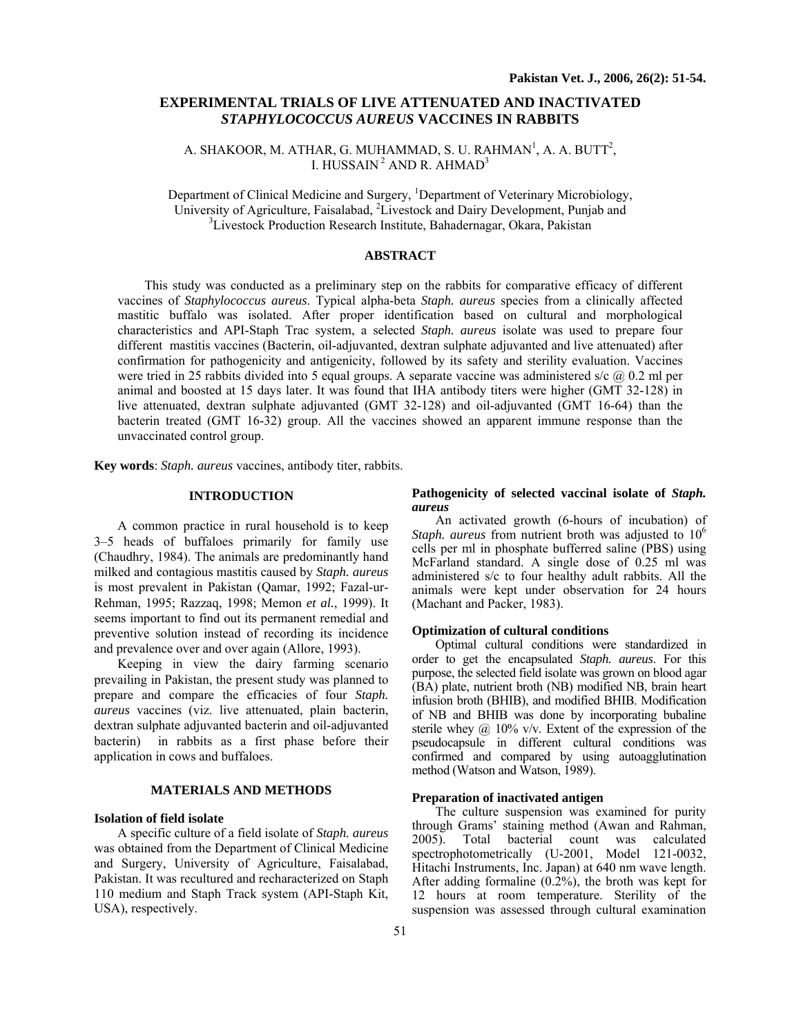# EXPERIMENTAL TRIALS OF LIVE ATTENUATED AND INACTIVATED *STAPHYLOCOCCUS AUREUS* VACCINES IN RABBITS

A. SHAKOOR, M. ATHAR, G. MUHAMMAD, S. U. RAHMAN[1], A. A. BUTT[2], I. HUSSAIN[2] AND R. AHMAD[3]

Department of Clinical Medicine and Surgery, [1]Department of Veterinary Microbiology, University of Agriculture, Faisalabad, [2]Livestock and Dairy Development, Punjab and [3]Livestock Production Research Institute, Bahadernagar, Okara, Pakistan

## ABSTRACT

This study was conducted as a preliminary step on the rabbits for comparative efficacy of different vaccines of *Staphylococcus aureus*. Typical alpha-beta *Staph. aureus* species from a clinically affected mastitic buffalo was isolated. After proper identification based on cultural and morphological characteristics and API-Staph Trac system, a selected *Staph. aureus* isolate was used to prepare four different mastitis vaccines (Bacterin, oil-adjuvanted, dextran sulphate adjuvanted and live attenuated) after confirmation for pathogenicity and antigenicity, followed by its safety and sterility evaluation. Vaccines were tried in 25 rabbits divided into 5 equal groups. A separate vaccine was administered s/c @ 0.2 ml per animal and boosted at 15 days later. It was found that IHA antibody titers were higher (GMT 32-128) in live attenuated, dextran sulphate adjuvanted (GMT 32-128) and oil-adjuvanted (GMT 16-64) than the bacterin treated (GMT 16-32) group. All the vaccines showed an apparent immune response than the unvaccinated control group.

**Key words**: *Staph. aureus* vaccines, antibody titer, rabbits.

## INTRODUCTION

A common practice in rural household is to keep 3–5 heads of buffaloes primarily for family use (Chaudhry, 1984). The animals are predominantly hand milked and contagious mastitis caused by *Staph. aureus* is most prevalent in Pakistan (Qamar, 1992; Fazal-ur-Rehman, 1995; Razzaq, 1998; Memon *et al.*, 1999). It seems important to find out its permanent remedial and preventive solution instead of recording its incidence and prevalence over and over again (Allore, 1993).

Keeping in view the dairy farming scenario prevailing in Pakistan, the present study was planned to prepare and compare the efficacies of four *Staph. aureus* vaccines (viz. live attenuated, plain bacterin, dextran sulphate adjuvanted bacterin and oil-adjuvanted bacterin) in rabbits as a first phase before their application in cows and buffaloes.

## MATERIALS AND METHODS

### Isolation of field isolate

A specific culture of a field isolate of *Staph. aureus* was obtained from the Department of Clinical Medicine and Surgery, University of Agriculture, Faisalabad, Pakistan. It was recultured and recharacterized on Staph 110 medium and Staph Track system (API-Staph Kit, USA), respectively.

### Pathogenicity of selected vaccinal isolate of *Staph. aureus*

An activated growth (6-hours of incubation) of *Staph. aureus* from nutrient broth was adjusted to $10^6$ cells per ml in phosphate bufferred saline (PBS) using McFarland standard. A single dose of 0.25 ml was administered s/c to four healthy adult rabbits. All the animals were kept under observation for 24 hours (Machant and Packer, 1983).

### Optimization of cultural conditions

Optimal cultural conditions were standardized in order to get the encapsulated *Staph. aureus*. For this purpose, the selected field isolate was grown on blood agar (BA) plate, nutrient broth (NB) modified NB, brain heart infusion broth (BHIB), and modified BHIB. Modification of NB and BHIB was done by incorporating bubaline sterile whey @ 10% v/v. Extent of the expression of the pseudocapsule in different cultural conditions was confirmed and compared by using autoagglutination method (Watson and Watson, 1989).

### Preparation of inactivated antigen

The culture suspension was examined for purity through Grams' staining method (Awan and Rahman, 2005). Total bacterial count was calculated spectrophotometrically (U-2001, Model 121-0032, Hitachi Instruments, Inc. Japan) at 640 nm wave length. After adding formaline (0.2%), the broth was kept for 12 hours at room temperature. Sterility of the suspension was assessed through cultural examination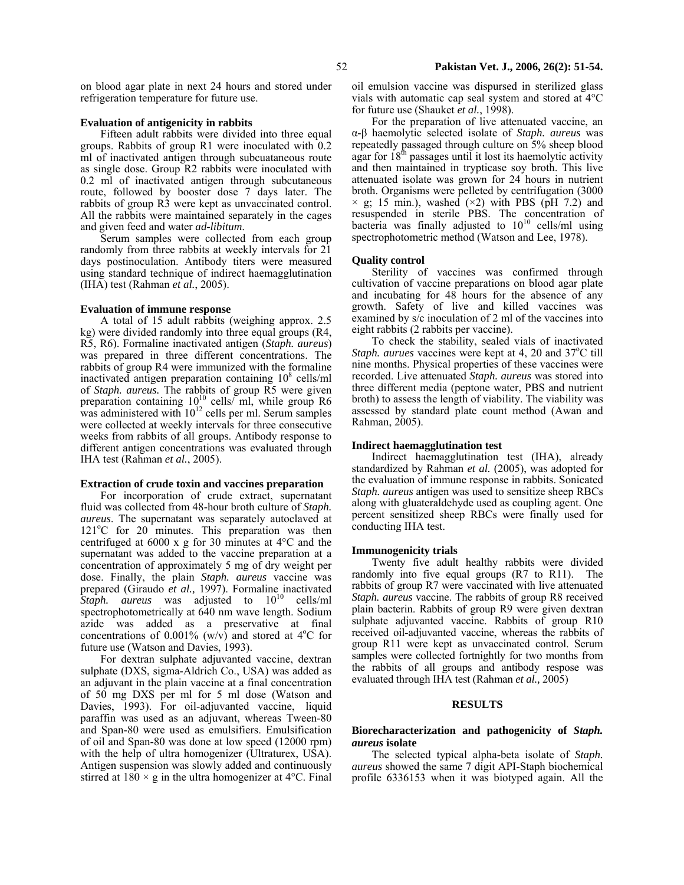on blood agar plate in next 24 hours and stored under refrigeration temperature for future use.

**Evaluation of antigenicity in rabbits**

Fifteen adult rabbits were divided into three equal groups. Rabbits of group R1 were inoculated with 0.2 ml of inactivated antigen through subcuataneous route as single dose. Group R2 rabbits were inoculated with 0.2 ml of inactivated antigen through subcutaneous route, followed by booster dose 7 days later. The rabbits of group R3 were kept as unvaccinated control. All the rabbits were maintained separately in the cages and given feed and water *ad-libitum*.

Serum samples were collected from each group randomly from three rabbits at weekly intervals for 21 days postinoculation. Antibody titers were measured using standard technique of indirect haemagglutination (IHA) test (Rahman *et al.*, 2005).

**Evaluation of immune response**

A total of 15 adult rabbits (weighing approx. 2.5 kg) were divided randomly into three equal groups (R4, R5, R6). Formaline inactivated antigen (*Staph. aureus*) was prepared in three different concentrations. The rabbits of group R4 were immunized with the formaline inactivated antigen preparation containing $10^8$ cells/ml of *Staph. aureus.* The rabbits of group R5 were given preparation containing $10^{10}$ cells/ ml, while group R6 was administered with $10^{12}$ cells per ml. Serum samples were collected at weekly intervals for three consecutive weeks from rabbits of all groups. Antibody response to different antigen concentrations was evaluated through IHA test (Rahman *et al.*, 2005).

**Extraction of crude toxin and vaccines preparation**

For incorporation of crude extract, supernatant fluid was collected from 48-hour broth culture of *Staph. aureus*. The supernatant was separately autoclaved at 121°C for 20 minutes. This preparation was then centrifuged at 6000 x g for 30 minutes at 4°C and the supernatant was added to the vaccine preparation at a concentration of approximately 5 mg of dry weight per dose. Finally, the plain *Staph. aureus* vaccine was prepared (Giraudo *et al.,* 1997). Formaline inactivated *Staph. aureus* was adjusted to $10^{10}$ cells/ml spectrophotometrically at 640 nm wave length. Sodium azide was added as a preservative at final concentrations of 0.001% (w/v) and stored at 4°C for future use (Watson and Davies, 1993).

For dextran sulphate adjuvanted vaccine, dextran sulphate (DXS, sigma-Aldrich Co., USA) was added as an adjuvant in the plain vaccine at a final concentration of 50 mg DXS per ml for 5 ml dose (Watson and Davies, 1993). For oil-adjuvanted vaccine, liquid paraffin was used as an adjuvant, whereas Tween-80 and Span-80 were used as emulsifiers. Emulsification of oil and Span-80 was done at low speed (12000 rpm) with the help of ultra homogenizer (Ultraturex, USA). Antigen suspension was slowly added and continuously stirred at 180 × g in the ultra homogenizer at 4°C. Final oil emulsion vaccine was dispursed in sterilized glass vials with automatic cap seal system and stored at 4°C for future use (Shauket *et al.*, 1998).

For the preparation of live attenuated vaccine, an α-β haemolytic selected isolate of *Staph. aureus* was repeatedly passaged through culture on 5% sheep blood agar for 18th passages until it lost its haemolytic activity and then maintained in trypticase soy broth. This live attenuated isolate was grown for 24 hours in nutrient broth. Organisms were pelleted by centrifugation (3000 × g; 15 min.), washed (×2) with PBS (pH 7.2) and resuspended in sterile PBS. The concentration of bacteria was finally adjusted to $10^{10}$ cells/ml using spectrophotometric method (Watson and Lee, 1978).

**Quality control**

Sterility of vaccines was confirmed through cultivation of vaccine preparations on blood agar plate and incubating for 48 hours for the absence of any growth. Safety of live and killed vaccines was examined by s/c inoculation of 2 ml of the vaccines into eight rabbits (2 rabbits per vaccine).

To check the stability, sealed vials of inactivated *Staph. aurues* vaccines were kept at 4, 20 and 37°C till nine months. Physical properties of these vaccines were recorded. Live attenuated *Staph. aureus* was stored into three different media (peptone water, PBS and nutrient broth) to assess the length of viability. The viability was assessed by standard plate count method (Awan and Rahman, 2005).

**Indirect haemagglutination test**

Indirect haemagglutination test (IHA), already standardized by Rahman *et al.* (2005), was adopted for the evaluation of immune response in rabbits. Sonicated *Staph. aureus* antigen was used to sensitize sheep RBCs along with gluateraldehyde used as coupling agent. One percent sensitized sheep RBCs were finally used for conducting IHA test.

**Immunogenicity trials**

Twenty five adult healthy rabbits were divided randomly into five equal groups (R7 to R11). The rabbits of group R7 were vaccinated with live attenuated *Staph. aureus* vaccine. The rabbits of group R8 received plain bacterin. Rabbits of group R9 were given dextran sulphate adjuvanted vaccine. Rabbits of group R10 received oil-adjuvanted vaccine, whereas the rabbits of group R11 were kept as unvaccinated control. Serum samples were collected fortnightly for two months from the rabbits of all groups and antibody respose was evaluated through IHA test (Rahman *et al.,* 2005)

## RESULTS

**Biorecharacterization and pathogenicity of *Staph. aureus* isolate**

The selected typical alpha-beta isolate of *Staph. aureus* showed the same 7 digit API-Staph biochemical profile 6336153 when it was biotyped again. All the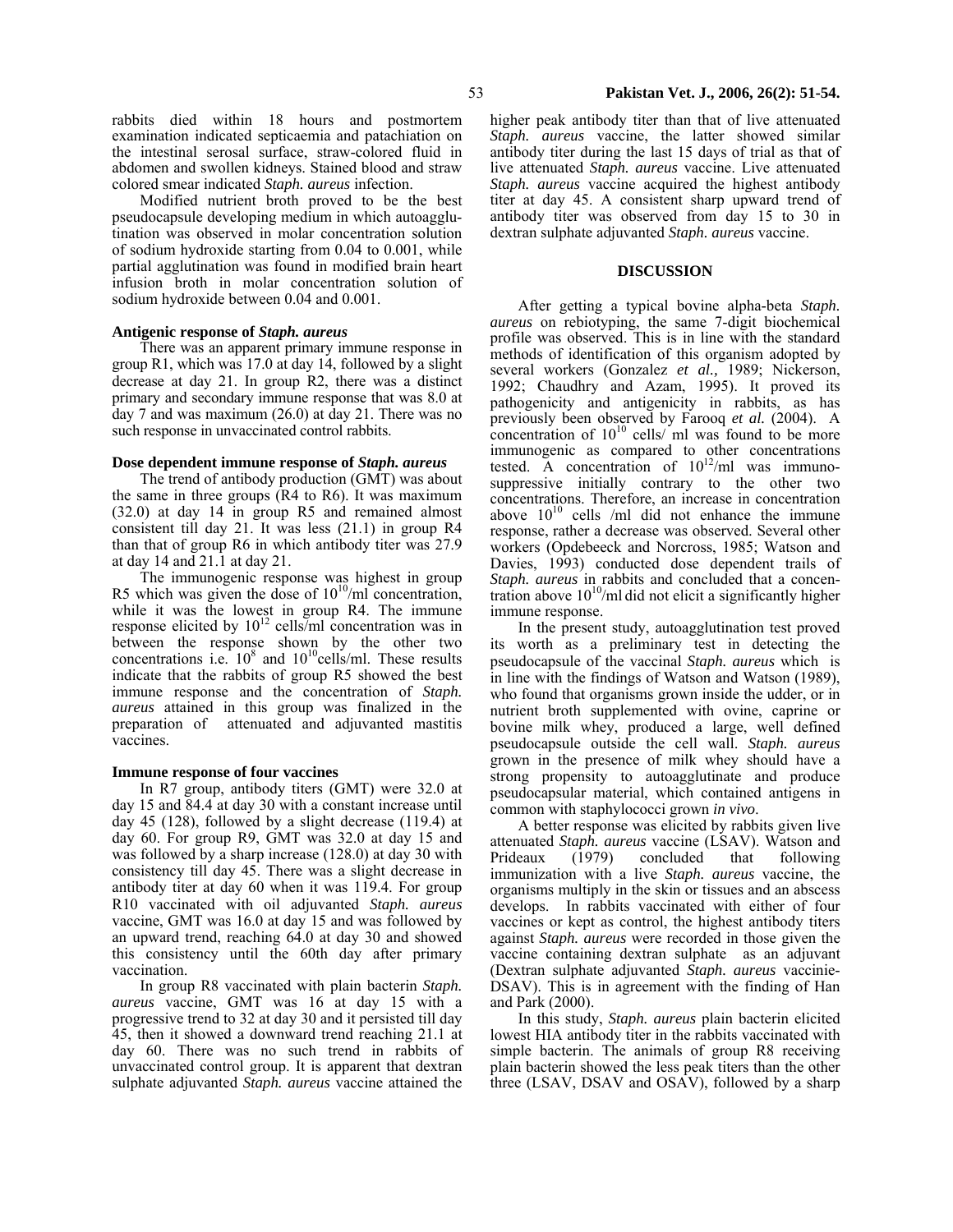rabbits died within 18 hours and postmortem examination indicated septicaemia and patachiation on the intestinal serosal surface, straw-colored fluid in abdomen and swollen kidneys. Stained blood and straw colored smear indicated *Staph. aureus* infection.

Modified nutrient broth proved to be the best pseudocapsule developing medium in which autoagglutination was observed in molar concentration solution of sodium hydroxide starting from 0.04 to 0.001, while partial agglutination was found in modified brain heart infusion broth in molar concentration solution of sodium hydroxide between 0.04 and 0.001.

### Antigenic response of *Staph. aureus*

There was an apparent primary immune response in group R1, which was 17.0 at day 14, followed by a slight decrease at day 21. In group R2, there was a distinct primary and secondary immune response that was 8.0 at day 7 and was maximum (26.0) at day 21. There was no such response in unvaccinated control rabbits.

### Dose dependent immune response of *Staph. aureus*

The trend of antibody production (GMT) was about the same in three groups (R4 to R6). It was maximum (32.0) at day 14 in group R5 and remained almost consistent till day 21. It was less (21.1) in group R4 than that of group R6 in which antibody titer was 27.9 at day 14 and 21.1 at day 21.

The immunogenic response was highest in group R5 which was given the dose of $10^{10}$/ml concentration, while it was the lowest in group R4. The immune response elicited by $10^{12}$ cells/ml concentration was in between the response shown by the other two concentrations i.e. $10^{8}$ and $10^{10}$cells/ml. These results indicate that the rabbits of group R5 showed the best immune response and the concentration of *Staph. aureus* attained in this group was finalized in the preparation of attenuated and adjuvanted mastitis vaccines.

### Immune response of four vaccines

In R7 group, antibody titers (GMT) were 32.0 at day 15 and 84.4 at day 30 with a constant increase until day 45 (128), followed by a slight decrease (119.4) at day 60. For group R9, GMT was 32.0 at day 15 and was followed by a sharp increase (128.0) at day 30 with consistency till day 45. There was a slight decrease in antibody titer at day 60 when it was 119.4. For group R10 vaccinated with oil adjuvanted *Staph. aureus* vaccine, GMT was 16.0 at day 15 and was followed by an upward trend, reaching 64.0 at day 30 and showed this consistency until the 60th day after primary vaccination.

In group R8 vaccinated with plain bacterin *Staph. aureus* vaccine, GMT was 16 at day 15 with a progressive trend to 32 at day 30 and it persisted till day 45, then it showed a downward trend reaching 21.1 at day 60. There was no such trend in rabbits of unvaccinated control group. It is apparent that dextran sulphate adjuvanted *Staph. aureus* vaccine attained the higher peak antibody titer than that of live attenuated *Staph. aureus* vaccine, the latter showed similar antibody titer during the last 15 days of trial as that of live attenuated *Staph. aureus* vaccine. Live attenuated *Staph. aureus* vaccine acquired the highest antibody titer at day 45. A consistent sharp upward trend of antibody titer was observed from day 15 to 30 in dextran sulphate adjuvanted *Staph. aureus* vaccine.

## DISCUSSION

After getting a typical bovine alpha-beta *Staph. aureus* on rebiotyping, the same 7-digit biochemical profile was observed. This is in line with the standard methods of identification of this organism adopted by several workers (Gonzalez *et al.,* 1989; Nickerson, 1992; Chaudhry and Azam, 1995). It proved its pathogenicity and antigenicity in rabbits, as has previously been observed by Farooq *et al.* (2004). A concentration of $10^{10}$ cells/ ml was found to be more immunogenic as compared to other concentrations tested. A concentration of $10^{12}$/ml was immunosuppressive initially contrary to the other two concentrations. Therefore, an increase in concentration above $10^{10}$ cells /ml did not enhance the immune response, rather a decrease was observed. Several other workers (Opdebeeck and Norcross, 1985; Watson and Davies, 1993) conducted dose dependent trails of *Staph. aureus* in rabbits and concluded that a concentration above $10^{10}$/ml did not elicit a significantly higher immune response.

In the present study, autoagglutination test proved its worth as a preliminary test in detecting the pseudocapsule of the vaccinal *Staph. aureus* which is in line with the findings of Watson and Watson (1989), who found that organisms grown inside the udder, or in nutrient broth supplemented with ovine, caprine or bovine milk whey, produced a large, well defined pseudocapsule outside the cell wall. *Staph. aureus* grown in the presence of milk whey should have a strong propensity to autoagglutinate and produce pseudocapsular material, which contained antigens in common with staphylococci grown *in vivo*.

A better response was elicited by rabbits given live attenuated *Staph. aureus* vaccine (LSAV). Watson and Prideaux (1979) concluded that following immunization with a live *Staph. aureus* vaccine, the organisms multiply in the skin or tissues and an abscess develops. In rabbits vaccinated with either of four vaccines or kept as control, the highest antibody titers against *Staph. aureus* were recorded in those given the vaccine containing dextran sulphate as an adjuvant (Dextran sulphate adjuvanted *Staph. aureus* vaccinie-DSAV). This is in agreement with the finding of Han and Park (2000).

In this study, *Staph. aureus* plain bacterin elicited lowest HIA antibody titer in the rabbits vaccinated with simple bacterin. The animals of group R8 receiving plain bacterin showed the less peak titers than the other three (LSAV, DSAV and OSAV), followed by a sharp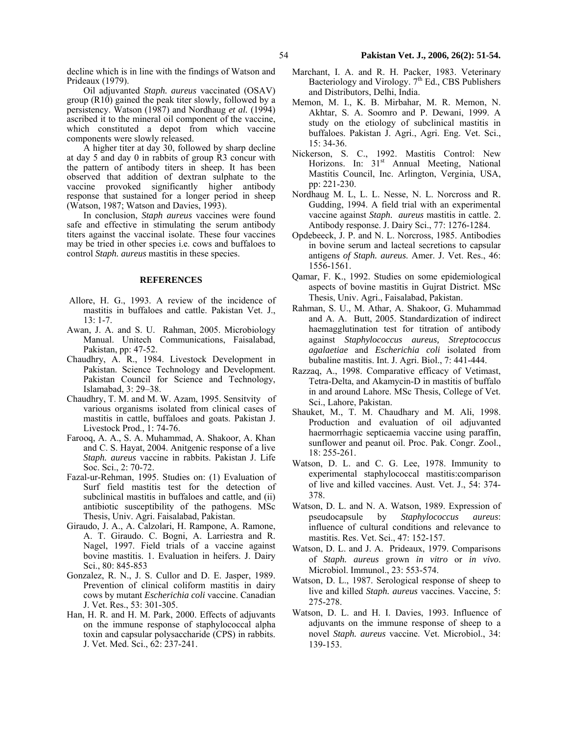decline which is in line with the findings of Watson and Prideaux (1979).

Oil adjuvanted *Staph. aureus* vaccinated (OSAV) group (R10) gained the peak titer slowly, followed by a persistency. Watson (1987) and Nordhaug *et al.* (1994) ascribed it to the mineral oil component of the vaccine, which constituted a depot from which vaccine components were slowly released.

A higher titer at day 30, followed by sharp decline at day 5 and day 0 in rabbits of group R3 concur with the pattern of antibody titers in sheep. It has been observed that addition of dextran sulphate to the vaccine provoked significantly higher antibody response that sustained for a longer period in sheep (Watson, 1987; Watson and Davies, 1993).

In conclusion, *Staph aureus* vaccines were found safe and effective in stimulating the serum antibody titers against the vaccinal isolate. These four vaccines may be tried in other species i.e. cows and buffaloes to control *Staph. aureus* mastitis in these species.

## REFERENCES

Allore, H. G., 1993. A review of the incidence of mastitis in buffaloes and cattle. Pakistan Vet. J., 13: 1-7.

Awan, J. A. and S. U. Rahman, 2005. Microbiology Manual. Unitech Communications, Faisalabad, Pakistan, pp: 47-52.

Chaudhry, A. R., 1984. Livestock Development in Pakistan. Science Technology and Development. Pakistan Council for Science and Technology, Islamabad, 3: 29–38.

Chaudhry, T. M. and M. W. Azam, 1995. Sensitvity of various organisms isolated from clinical cases of mastitis in cattle, buffaloes and goats. Pakistan J. Livestock Prod., 1: 74-76.

Farooq, A. A., S. A. Muhammad, A. Shakoor, A. Khan and C. S. Hayat, 2004. Anitgenic response of a live *Staph. aureus* vaccine in rabbits. Pakistan J. Life Soc. Sci., 2: 70-72.

Fazal-ur-Rehman, 1995. Studies on: (1) Evaluation of Surf field mastitis test for the detection of subclinical mastitis in buffaloes and cattle, and (ii) antibiotic susceptibility of the pathogens. MSc Thesis, Univ. Agri. Faisalabad, Pakistan.

Giraudo, J. A., A. Calzolari, H. Rampone, A. Ramone, A. T. Giraudo. C. Bogni, A. Larriestra and R. Nagel, 1997. Field trials of a vaccine against bovine mastitis. 1. Evaluation in heifers. J. Dairy Sci., 80: 845-853

Gonzalez, R. N., J. S. Cullor and D. E. Jasper, 1989. Prevention of clinical coliform mastitis in dairy cows by mutant *Escherichia coli* vaccine. Canadian J. Vet. Res., 53: 301-305.

Han, H. R. and H. M. Park, 2000. Effects of adjuvants on the immune response of staphylococcal alpha toxin and capsular polysaccharide (CPS) in rabbits. J. Vet. Med. Sci., 62: 237-241.

Marchant, I. A. and R. H. Packer, 1983. Veterinary Bacteriology and Virology. 7th Ed., CBS Publishers and Distributors, Delhi, India.

Memon, M. I., K. B. Mirbahar, M. R. Memon, N. Akhtar, S. A. Soomro and P. Dewani, 1999. A study on the etiology of subclinical mastitis in buffaloes. Pakistan J. Agri., Agri. Eng. Vet. Sci., 15: 34-36.

Nickerson, S. C., 1992. Mastitis Control: New Horizons. In: 31st Annual Meeting, National Mastitis Council, Inc. Arlington, Verginia, USA, pp: 221-230.

Nordhaug M. L, L. L. Nesse, N. L. Norcross and R. Gudding, 1994. A field trial with an experimental vaccine against *Staph. aureus* mastitis in cattle. 2. Antibody response. J. Dairy Sci., 77: 1276-1284.

Opdebeeck, J. P. and N. L. Norcross, 1985. Antibodies in bovine serum and lacteal secretions to capsular antigens *of Staph. aureus*. Amer. J. Vet. Res., 46: 1556-1561.

Qamar, F. K., 1992. Studies on some epidemiological aspects of bovine mastitis in Gujrat District. MSc Thesis, Univ. Agri., Faisalabad, Pakistan.

Rahman, S. U., M. Athar, A. Shakoor, G. Muhammad and A. A. Butt, 2005. Standardization of indirect haemagglutination test for titration of antibody against *Staphylococcus aureus, Streptococcus agalaetiae* and *Escherichia coli* isolated from bubaline mastitis. Int. J. Agri. Biol., 7: 441-444.

Razzaq, A., 1998. Comparative efficacy of Vetimast, Tetra-Delta, and Akamycin-D in mastitis of buffalo in and around Lahore. MSc Thesis, College of Vet. Sci., Lahore, Pakistan.

Shauket, M., T. M. Chaudhary and M. Ali, 1998. Production and evaluation of oil adjuvanted haermorrhagic septicaemia vaccine using paraffin, sunflower and peanut oil. Proc. Pak. Congr. Zool., 18: 255-261.

Watson, D. L. and C. G. Lee, 1978. Immunity to experimental staphylococcal mastitis:comparison of live and killed vaccines. Aust. Vet. J., 54: 374-378.

Watson, D. L. and N. A. Watson, 1989. Expression of pseudocapsule by *Staphylococcus aureus*: influence of cultural conditions and relevance to mastitis. Res. Vet. Sci., 47: 152-157.

Watson, D. L. and J. A. Prideaux, 1979. Comparisons of *Staph. aureus* grown *in vitro* or *in vivo*. Microbiol. Immunol., 23: 553-574.

Watson, D. L., 1987. Serological response of sheep to live and killed *Staph. aureus* vaccines. Vaccine, 5: 275-278.

Watson, D. L. and H. I. Davies, 1993. Influence of adjuvants on the immune response of sheep to a novel *Staph. aureus* vaccine. Vet. Microbiol., 34: 139-153.